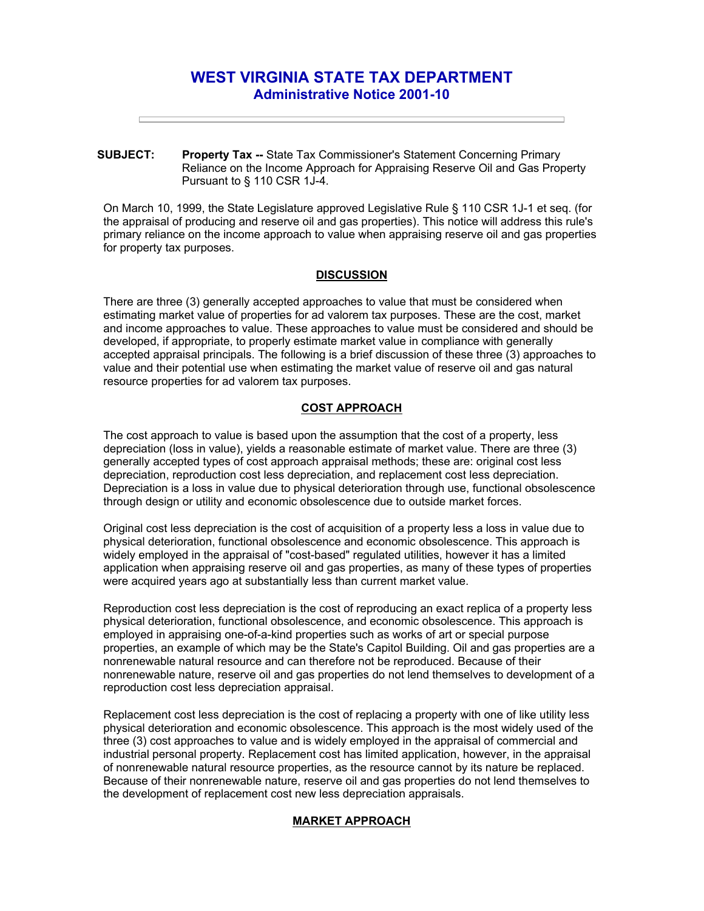# WEST VIRGINIA STATE TAX DEPARTMENT
## Administrative Notice 2001-10

---

**SUBJECT:** **Property Tax --** State Tax Commissioner's Statement Concerning Primary Reliance on the Income Approach for Appraising Reserve Oil and Gas Property Pursuant to § 110 CSR 1J-4.

On March 10, 1999, the State Legislature approved Legislative Rule § 110 CSR 1J-1 et seq. (for the appraisal of producing and reserve oil and gas properties). This notice will address this rule's primary reliance on the income approach to value when appraising reserve oil and gas properties for property tax purposes.

### DISCUSSION

There are three (3) generally accepted approaches to value that must be considered when estimating market value of properties for ad valorem tax purposes. These are the cost, market and income approaches to value. These approaches to value must be considered and should be developed, if appropriate, to properly estimate market value in compliance with generally accepted appraisal principals. The following is a brief discussion of these three (3) approaches to value and their potential use when estimating the market value of reserve oil and gas natural resource properties for ad valorem tax purposes.

### COST APPROACH

The cost approach to value is based upon the assumption that the cost of a property, less depreciation (loss in value), yields a reasonable estimate of market value. There are three (3) generally accepted types of cost approach appraisal methods; these are: original cost less depreciation, reproduction cost less depreciation, and replacement cost less depreciation. Depreciation is a loss in value due to physical deterioration through use, functional obsolescence through design or utility and economic obsolescence due to outside market forces.

Original cost less depreciation is the cost of acquisition of a property less a loss in value due to physical deterioration, functional obsolescence and economic obsolescence. This approach is widely employed in the appraisal of "cost-based" regulated utilities, however it has a limited application when appraising reserve oil and gas properties, as many of these types of properties were acquired years ago at substantially less than current market value.

Reproduction cost less depreciation is the cost of reproducing an exact replica of a property less physical deterioration, functional obsolescence, and economic obsolescence. This approach is employed in appraising one-of-a-kind properties such as works of art or special purpose properties, an example of which may be the State's Capitol Building. Oil and gas properties are a nonrenewable natural resource and can therefore not be reproduced. Because of their nonrenewable nature, reserve oil and gas properties do not lend themselves to development of a reproduction cost less depreciation appraisal.

Replacement cost less depreciation is the cost of replacing a property with one of like utility less physical deterioration and economic obsolescence. This approach is the most widely used of the three (3) cost approaches to value and is widely employed in the appraisal of commercial and industrial personal property. Replacement cost has limited application, however, in the appraisal of nonrenewable natural resource properties, as the resource cannot by its nature be replaced. Because of their nonrenewable nature, reserve oil and gas properties do not lend themselves to the development of replacement cost new less depreciation appraisals.

### MARKET APPROACH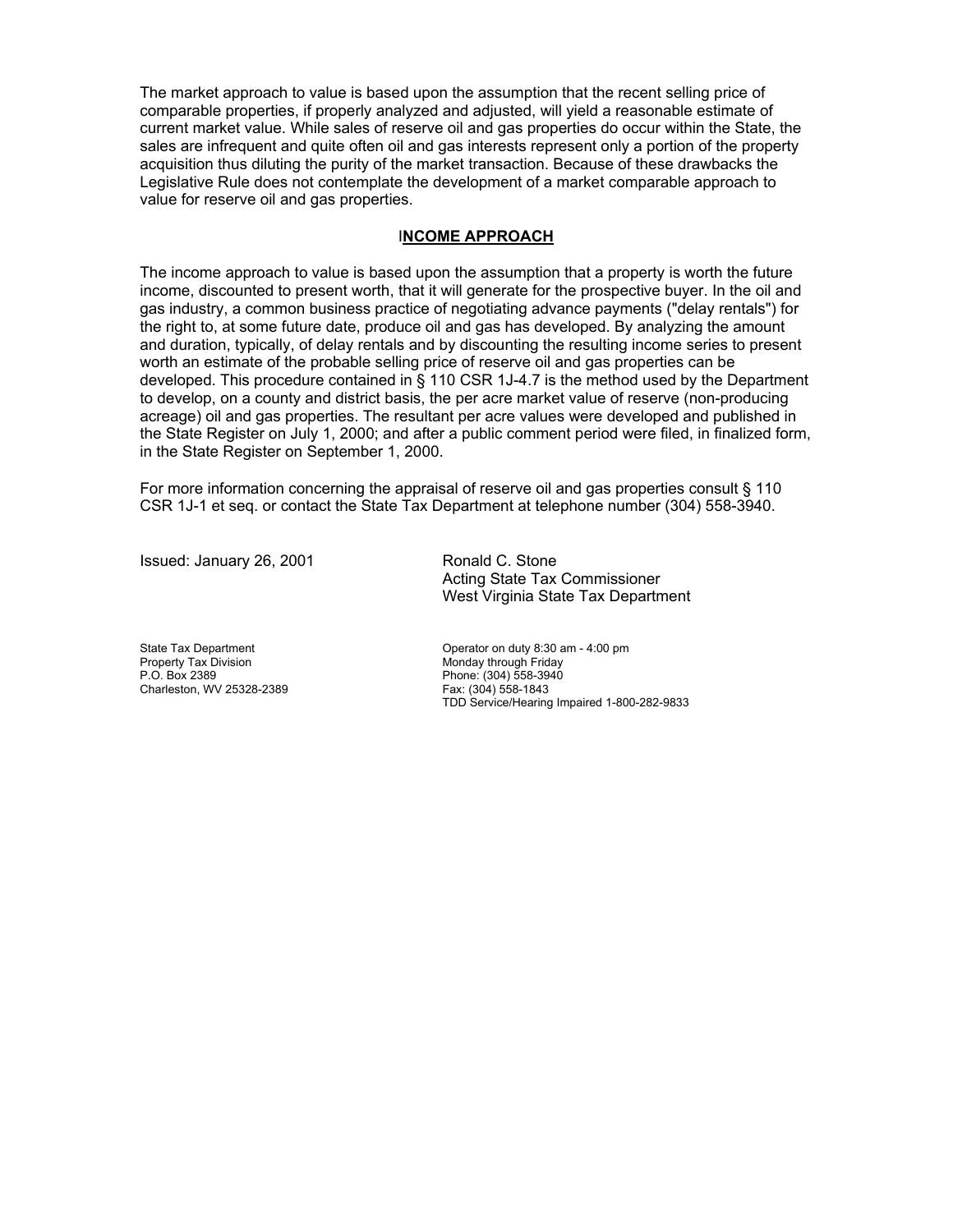The market approach to value is based upon the assumption that the recent selling price of comparable properties, if properly analyzed and adjusted, will yield a reasonable estimate of current market value. While sales of reserve oil and gas properties do occur within the State, the sales are infrequent and quite often oil and gas interests represent only a portion of the property acquisition thus diluting the purity of the market transaction. Because of these drawbacks the Legislative Rule does not contemplate the development of a market comparable approach to value for reserve oil and gas properties.

## INCOME APPROACH

The income approach to value is based upon the assumption that a property is worth the future income, discounted to present worth, that it will generate for the prospective buyer. In the oil and gas industry, a common business practice of negotiating advance payments ("delay rentals") for the right to, at some future date, produce oil and gas has developed. By analyzing the amount and duration, typically, of delay rentals and by discounting the resulting income series to present worth an estimate of the probable selling price of reserve oil and gas properties can be developed. This procedure contained in § 110 CSR 1J-4.7 is the method used by the Department to develop, on a county and district basis, the per acre market value of reserve (non-producing acreage) oil and gas properties. The resultant per acre values were developed and published in the State Register on July 1, 2000; and after a public comment period were filed, in finalized form, in the State Register on September 1, 2000.

For more information concerning the appraisal of reserve oil and gas properties consult § 110 CSR 1J-1 et seq. or contact the State Tax Department at telephone number (304) 558-3940.

Issued: January 26, 2001

Ronald C. Stone
Acting State Tax Commissioner
West Virginia State Tax Department

State Tax Department
Property Tax Division
P.O. Box 2389
Charleston, WV 25328-2389

Operator on duty 8:30 am - 4:00 pm
Monday through Friday
Phone: (304) 558-3940
Fax: (304) 558-1843
TDD Service/Hearing Impaired 1-800-282-9833